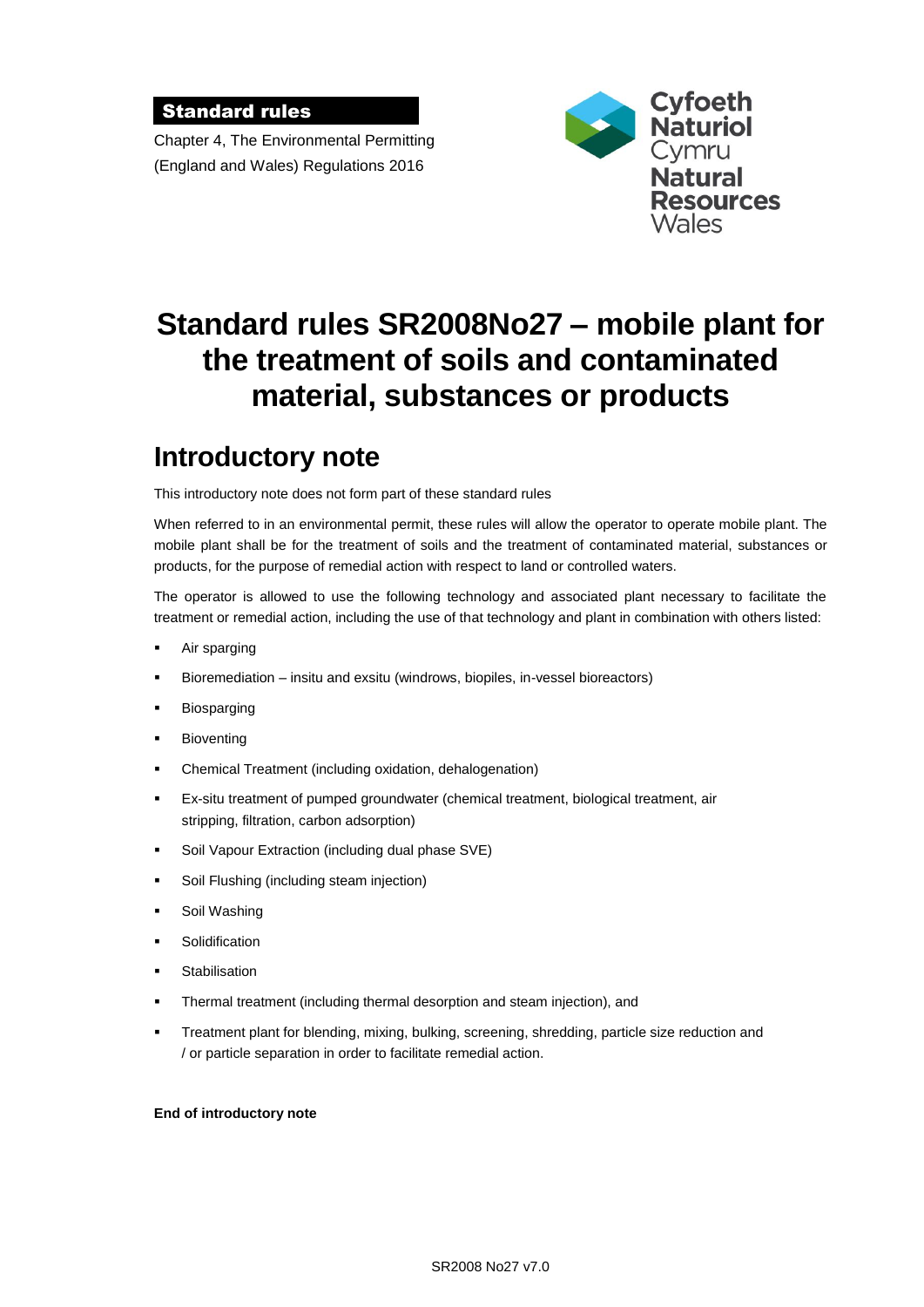**Standard rules**

Chapter 4, The Environmental Permitting (England and Wales) Regulations 2016

Cyfoeth Naturiol Cymru
Natural Resources Wales

# Standard rules SR2008No27 – mobile plant for the treatment of soils and contaminated material, substances or products

## Introductory note

This introductory note does not form part of these standard rules

When referred to in an environmental permit, these rules will allow the operator to operate mobile plant. The mobile plant shall be for the treatment of soils and the treatment of contaminated material, substances or products, for the purpose of remedial action with respect to land or controlled waters.

The operator is allowed to use the following technology and associated plant necessary to facilitate the treatment or remedial action, including the use of that technology and plant in combination with others listed:

- Air sparging
- Bioremediation – insitu and exsitu (windrows, biopiles, in-vessel bioreactors)
- Biosparging
- Bioventing
- Chemical Treatment (including oxidation, dehalogenation)
- Ex-situ treatment of pumped groundwater (chemical treatment, biological treatment, air stripping, filtration, carbon adsorption)
- Soil Vapour Extraction (including dual phase SVE)
- Soil Flushing (including steam injection)
- Soil Washing
- Solidification
- Stabilisation
- Thermal treatment (including thermal desorption and steam injection), and
- Treatment plant for blending, mixing, bulking, screening, shredding, particle size reduction and / or particle separation in order to facilitate remedial action.

**End of introductory note**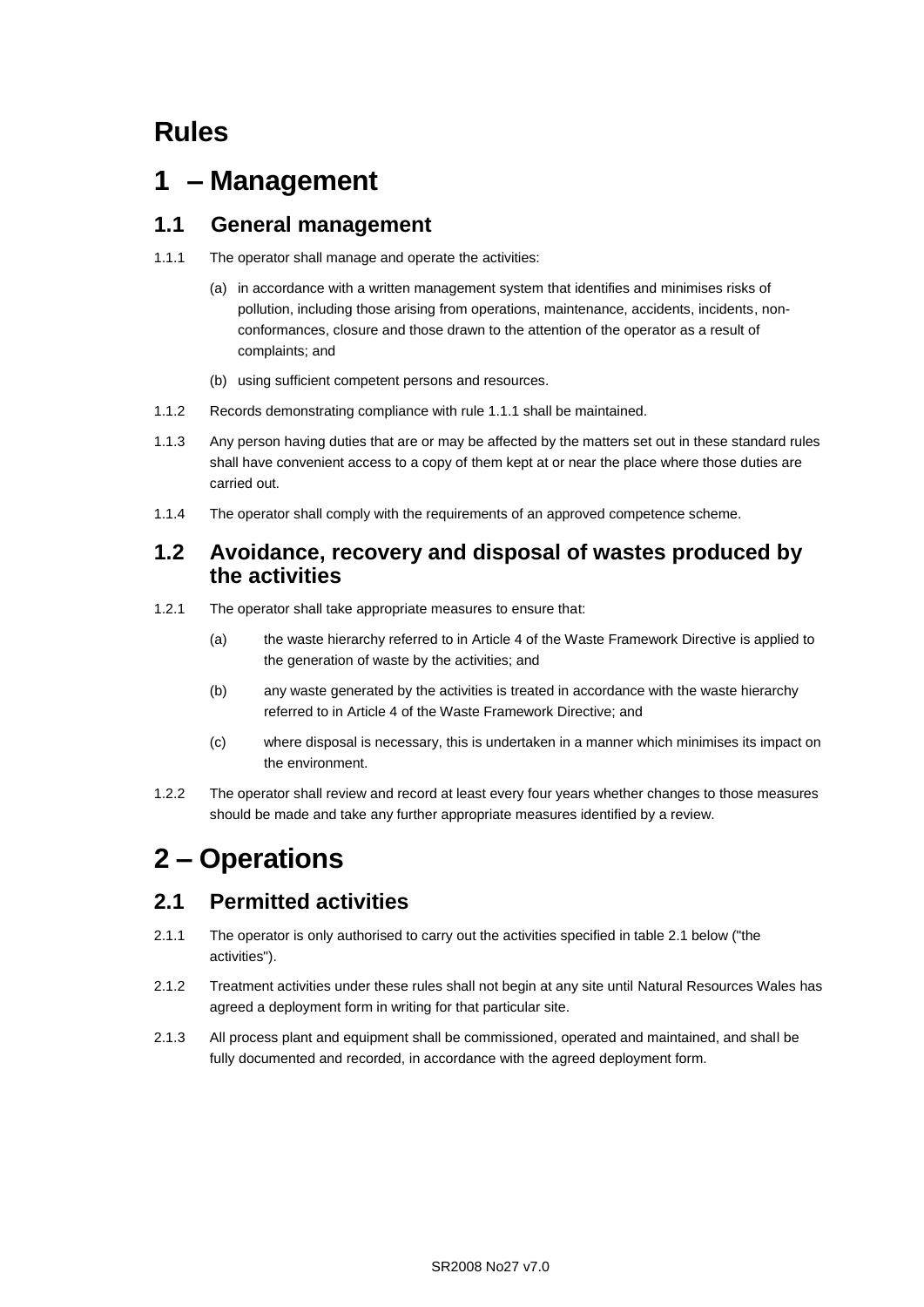# Rules

# 1 – Management

## 1.1 General management

1.1.1 The operator shall manage and operate the activities:

(a) in accordance with a written management system that identifies and minimises risks of pollution, including those arising from operations, maintenance, accidents, incidents, non-conformances, closure and those drawn to the attention of the operator as a result of complaints; and

(b) using sufficient competent persons and resources.

1.1.2 Records demonstrating compliance with rule 1.1.1 shall be maintained.

1.1.3 Any person having duties that are or may be affected by the matters set out in these standard rules shall have convenient access to a copy of them kept at or near the place where those duties are carried out.

1.1.4 The operator shall comply with the requirements of an approved competence scheme.

## 1.2 Avoidance, recovery and disposal of wastes produced by the activities

1.2.1 The operator shall take appropriate measures to ensure that:

(a) the waste hierarchy referred to in Article 4 of the Waste Framework Directive is applied to the generation of waste by the activities; and

(b) any waste generated by the activities is treated in accordance with the waste hierarchy referred to in Article 4 of the Waste Framework Directive; and

(c) where disposal is necessary, this is undertaken in a manner which minimises its impact on the environment.

1.2.2 The operator shall review and record at least every four years whether changes to those measures should be made and take any further appropriate measures identified by a review.

# 2 – Operations

## 2.1 Permitted activities

2.1.1 The operator is only authorised to carry out the activities specified in table 2.1 below ("the activities").

2.1.2 Treatment activities under these rules shall not begin at any site until Natural Resources Wales has agreed a deployment form in writing for that particular site.

2.1.3 All process plant and equipment shall be commissioned, operated and maintained, and shall be fully documented and recorded, in accordance with the agreed deployment form.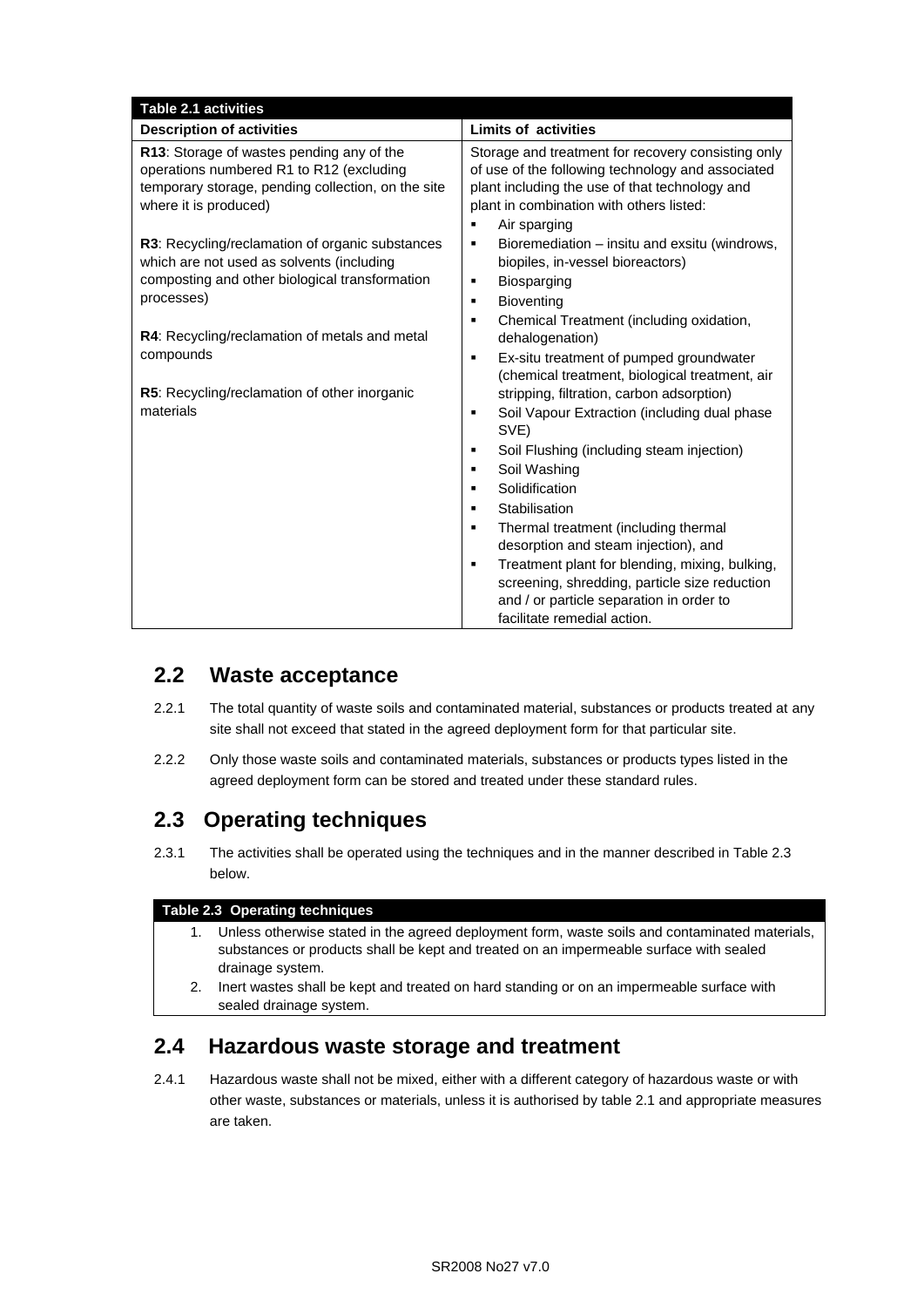| Table 2.1 activities | |
|---|---|
| **Description of activities** | **Limits of activities** |
| **R13**: Storage of wastes pending any of the operations numbered R1 to R12 (excluding temporary storage, pending collection, on the site where it is produced)<br><br>**R3**: Recycling/reclamation of organic substances which are not used as solvents (including composting and other biological transformation processes)<br><br>**R4**: Recycling/reclamation of metals and metal compounds<br><br>**R5**: Recycling/reclamation of other inorganic materials | Storage and treatment for recovery consisting only of use of the following technology and associated plant including the use of that technology and plant in combination with others listed:<br>▪ Air sparging<br>▪ Bioremediation – insitu and exsitu (windrows, biopiles, in-vessel bioreactors)<br>▪ Biosparging<br>▪ Bioventing<br>▪ Chemical Treatment (including oxidation, dehalogenation)<br>▪ Ex-situ treatment of pumped groundwater (chemical treatment, biological treatment, air stripping, filtration, carbon adsorption)<br>▪ Soil Vapour Extraction (including dual phase SVE)<br>▪ Soil Flushing (including steam injection)<br>▪ Soil Washing<br>▪ Solidification<br>▪ Stabilisation<br>▪ Thermal treatment (including thermal desorption and steam injection), and<br>▪ Treatment plant for blending, mixing, bulking, screening, shredding, particle size reduction and / or particle separation in order to facilitate remedial action. |

## 2.2 Waste acceptance

2.2.1 The total quantity of waste soils and contaminated material, substances or products treated at any site shall not exceed that stated in the agreed deployment form for that particular site.

2.2.2 Only those waste soils and contaminated materials, substances or products types listed in the agreed deployment form can be stored and treated under these standard rules.

## 2.3 Operating techniques

2.3.1 The activities shall be operated using the techniques and in the manner described in Table 2.3 below.

| Table 2.3 Operating techniques |
|---|
| 1. Unless otherwise stated in the agreed deployment form, waste soils and contaminated materials, substances or products shall be kept and treated on an impermeable surface with sealed drainage system. |
| 2. Inert wastes shall be kept and treated on hard standing or on an impermeable surface with sealed drainage system. |

## 2.4 Hazardous waste storage and treatment

2.4.1 Hazardous waste shall not be mixed, either with a different category of hazardous waste or with other waste, substances or materials, unless it is authorised by table 2.1 and appropriate measures are taken.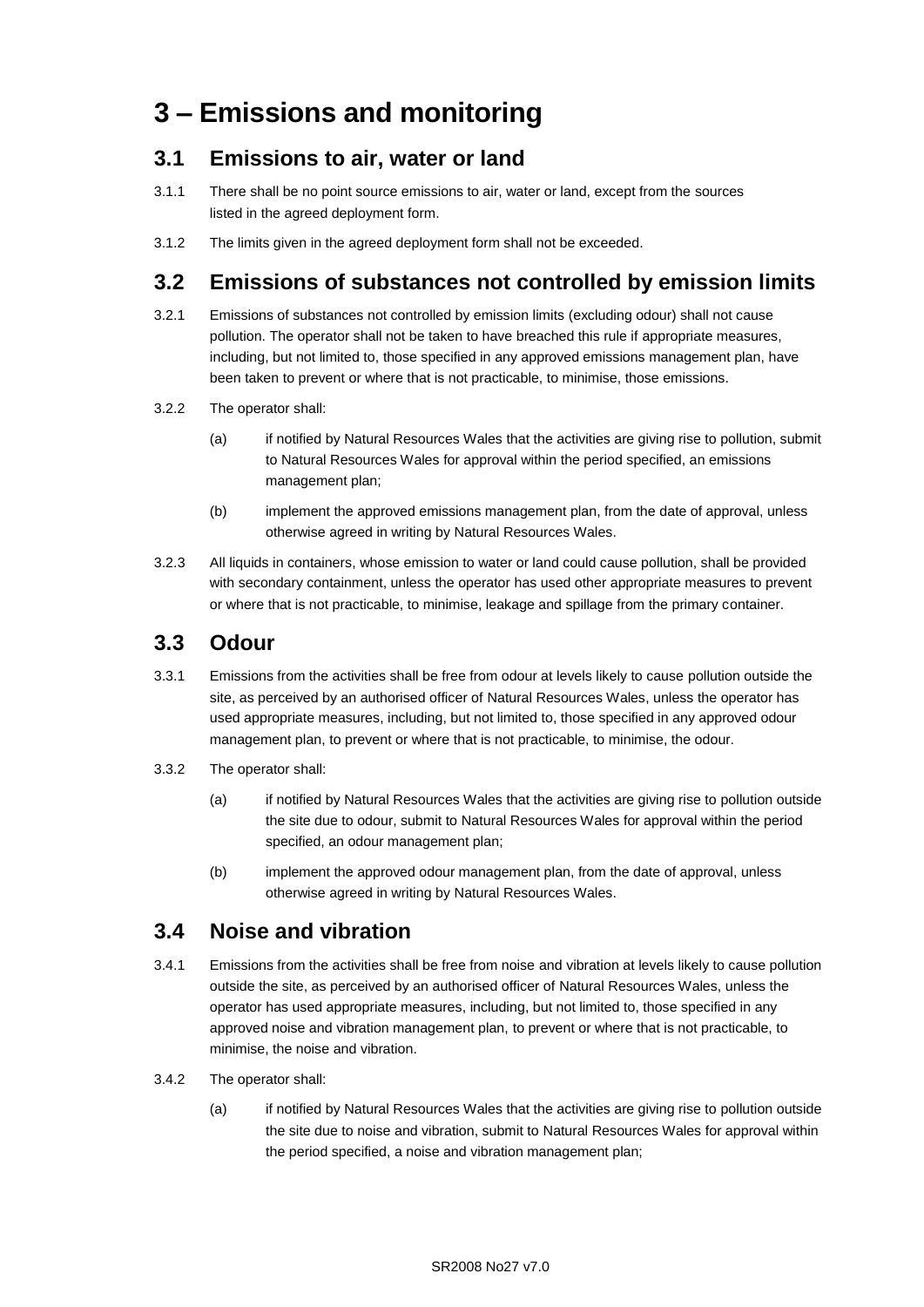# 3 – Emissions and monitoring

## 3.1 Emissions to air, water or land

3.1.1 There shall be no point source emissions to air, water or land, except from the sources listed in the agreed deployment form.

3.1.2 The limits given in the agreed deployment form shall not be exceeded.

## 3.2 Emissions of substances not controlled by emission limits

3.2.1 Emissions of substances not controlled by emission limits (excluding odour) shall not cause pollution. The operator shall not be taken to have breached this rule if appropriate measures, including, but not limited to, those specified in any approved emissions management plan, have been taken to prevent or where that is not practicable, to minimise, those emissions.

3.2.2 The operator shall:

(a) if notified by Natural Resources Wales that the activities are giving rise to pollution, submit to Natural Resources Wales for approval within the period specified, an emissions management plan;

(b) implement the approved emissions management plan, from the date of approval, unless otherwise agreed in writing by Natural Resources Wales.

3.2.3 All liquids in containers, whose emission to water or land could cause pollution, shall be provided with secondary containment, unless the operator has used other appropriate measures to prevent or where that is not practicable, to minimise, leakage and spillage from the primary container.

## 3.3 Odour

3.3.1 Emissions from the activities shall be free from odour at levels likely to cause pollution outside the site, as perceived by an authorised officer of Natural Resources Wales, unless the operator has used appropriate measures, including, but not limited to, those specified in any approved odour management plan, to prevent or where that is not practicable, to minimise, the odour.

3.3.2 The operator shall:

(a) if notified by Natural Resources Wales that the activities are giving rise to pollution outside the site due to odour, submit to Natural Resources Wales for approval within the period specified, an odour management plan;

(b) implement the approved odour management plan, from the date of approval, unless otherwise agreed in writing by Natural Resources Wales.

## 3.4 Noise and vibration

3.4.1 Emissions from the activities shall be free from noise and vibration at levels likely to cause pollution outside the site, as perceived by an authorised officer of Natural Resources Wales, unless the operator has used appropriate measures, including, but not limited to, those specified in any approved noise and vibration management plan, to prevent or where that is not practicable, to minimise, the noise and vibration.

3.4.2 The operator shall:

(a) if notified by Natural Resources Wales that the activities are giving rise to pollution outside the site due to noise and vibration, submit to Natural Resources Wales for approval within the period specified, a noise and vibration management plan;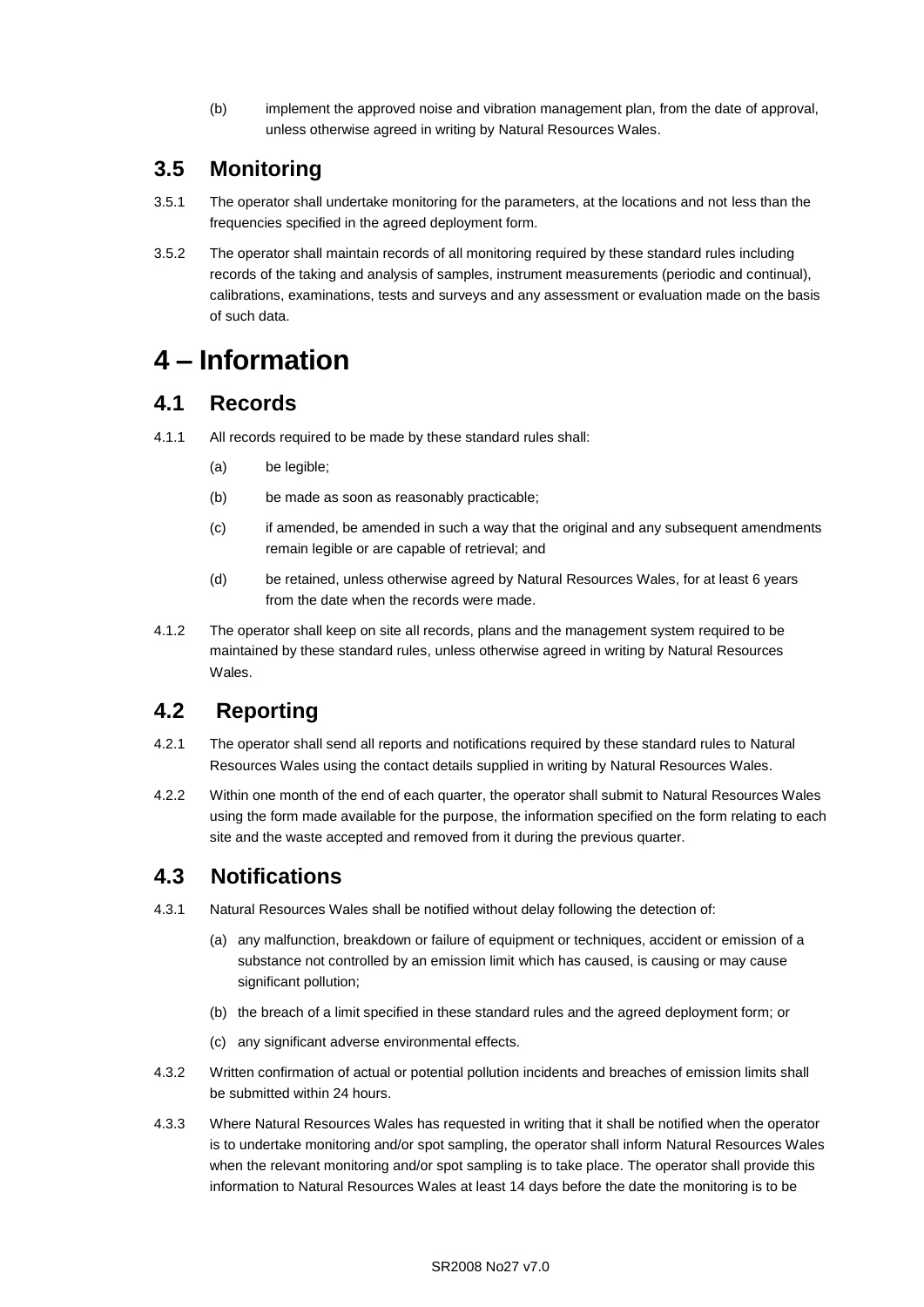(b) implement the approved noise and vibration management plan, from the date of approval, unless otherwise agreed in writing by Natural Resources Wales.

## 3.5 Monitoring

3.5.1 The operator shall undertake monitoring for the parameters, at the locations and not less than the frequencies specified in the agreed deployment form.

3.5.2 The operator shall maintain records of all monitoring required by these standard rules including records of the taking and analysis of samples, instrument measurements (periodic and continual), calibrations, examinations, tests and surveys and any assessment or evaluation made on the basis of such data.

# 4 – Information

## 4.1 Records

4.1.1 All records required to be made by these standard rules shall:

(a) be legible;

(b) be made as soon as reasonably practicable;

(c) if amended, be amended in such a way that the original and any subsequent amendments remain legible or are capable of retrieval; and

(d) be retained, unless otherwise agreed by Natural Resources Wales, for at least 6 years from the date when the records were made.

4.1.2 The operator shall keep on site all records, plans and the management system required to be maintained by these standard rules, unless otherwise agreed in writing by Natural Resources Wales.

## 4.2 Reporting

4.2.1 The operator shall send all reports and notifications required by these standard rules to Natural Resources Wales using the contact details supplied in writing by Natural Resources Wales.

4.2.2 Within one month of the end of each quarter, the operator shall submit to Natural Resources Wales using the form made available for the purpose, the information specified on the form relating to each site and the waste accepted and removed from it during the previous quarter.

## 4.3 Notifications

4.3.1 Natural Resources Wales shall be notified without delay following the detection of:

(a) any malfunction, breakdown or failure of equipment or techniques, accident or emission of a substance not controlled by an emission limit which has caused, is causing or may cause significant pollution;

(b) the breach of a limit specified in these standard rules and the agreed deployment form; or

(c) any significant adverse environmental effects.

4.3.2 Written confirmation of actual or potential pollution incidents and breaches of emission limits shall be submitted within 24 hours.

4.3.3 Where Natural Resources Wales has requested in writing that it shall be notified when the operator is to undertake monitoring and/or spot sampling, the operator shall inform Natural Resources Wales when the relevant monitoring and/or spot sampling is to take place. The operator shall provide this information to Natural Resources Wales at least 14 days before the date the monitoring is to be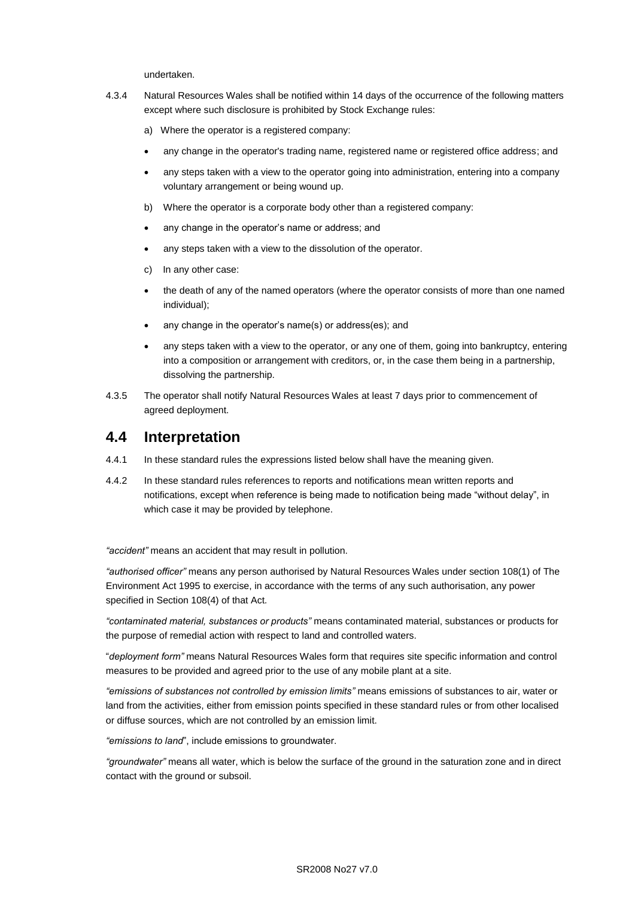undertaken.

4.3.4 Natural Resources Wales shall be notified within 14 days of the occurrence of the following matters except where such disclosure is prohibited by Stock Exchange rules:

a) Where the operator is a registered company:

- any change in the operator's trading name, registered name or registered office address; and
- any steps taken with a view to the operator going into administration, entering into a company voluntary arrangement or being wound up.

b) Where the operator is a corporate body other than a registered company:

- any change in the operator's name or address; and
- any steps taken with a view to the dissolution of the operator.

c) In any other case:

- the death of any of the named operators (where the operator consists of more than one named individual);
- any change in the operator's name(s) or address(es); and
- any steps taken with a view to the operator, or any one of them, going into bankruptcy, entering into a composition or arrangement with creditors, or, in the case them being in a partnership, dissolving the partnership.

4.3.5 The operator shall notify Natural Resources Wales at least 7 days prior to commencement of agreed deployment.

## 4.4 Interpretation

4.4.1 In these standard rules the expressions listed below shall have the meaning given.

4.4.2 In these standard rules references to reports and notifications mean written reports and notifications, except when reference is being made to notification being made "without delay", in which case it may be provided by telephone.

*"accident"* means an accident that may result in pollution.

*"authorised officer"* means any person authorised by Natural Resources Wales under section 108(1) of The Environment Act 1995 to exercise, in accordance with the terms of any such authorisation, any power specified in Section 108(4) of that Act.

*"contaminated material, substances or products"* means contaminated material, substances or products for the purpose of remedial action with respect to land and controlled waters.

"*deployment form"* means Natural Resources Wales form that requires site specific information and control measures to be provided and agreed prior to the use of any mobile plant at a site.

*"emissions of substances not controlled by emission limits"* means emissions of substances to air, water or land from the activities, either from emission points specified in these standard rules or from other localised or diffuse sources, which are not controlled by an emission limit.

*"emissions to land*", include emissions to groundwater.

*"groundwater"* means all water, which is below the surface of the ground in the saturation zone and in direct contact with the ground or subsoil.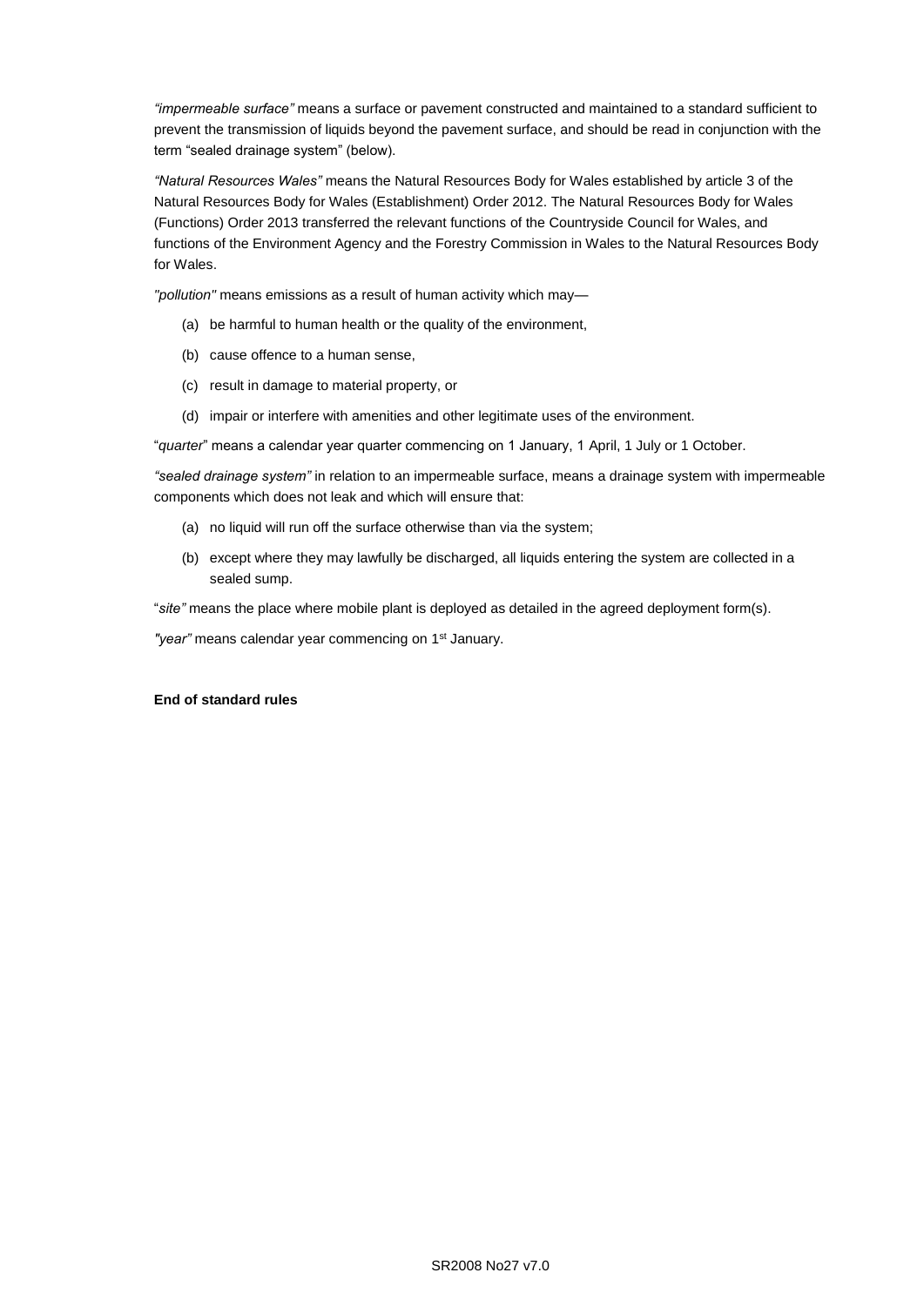*"impermeable surface"* means a surface or pavement constructed and maintained to a standard sufficient to prevent the transmission of liquids beyond the pavement surface, and should be read in conjunction with the term "sealed drainage system" (below).

*"Natural Resources Wales"* means the Natural Resources Body for Wales established by article 3 of the Natural Resources Body for Wales (Establishment) Order 2012. The Natural Resources Body for Wales (Functions) Order 2013 transferred the relevant functions of the Countryside Council for Wales, and functions of the Environment Agency and the Forestry Commission in Wales to the Natural Resources Body for Wales.

*"pollution"* means emissions as a result of human activity which may—

(a) be harmful to human health or the quality of the environment,

(b) cause offence to a human sense,

(c) result in damage to material property, or

(d) impair or interfere with amenities and other legitimate uses of the environment.

"*quarter*" means a calendar year quarter commencing on 1 January, 1 April, 1 July or 1 October.

*"sealed drainage system"* in relation to an impermeable surface, means a drainage system with impermeable components which does not leak and which will ensure that:

(a) no liquid will run off the surface otherwise than via the system;

(b) except where they may lawfully be discharged, all liquids entering the system are collected in a sealed sump.

"*site"* means the place where mobile plant is deployed as detailed in the agreed deployment form(s).

*"year"* means calendar year commencing on 1st January.

**End of standard rules**